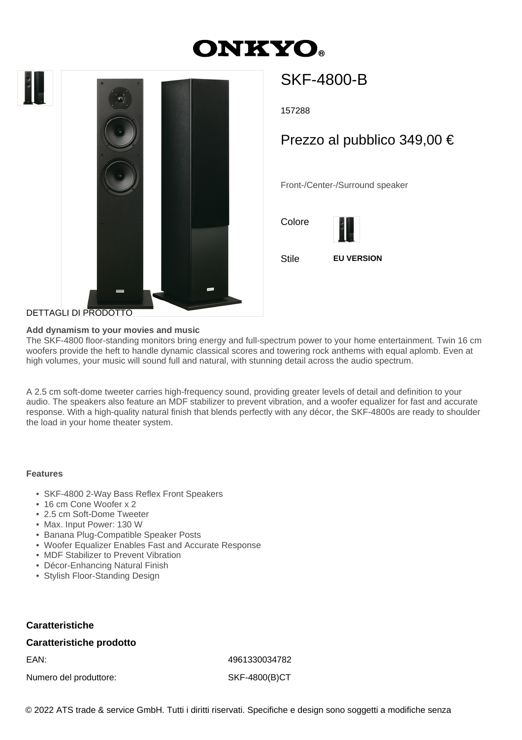# ONKYO

## SKF-4800-B

157288

Prezzo al pubblico 349,00 €

Front-/Center-/Surround speaker

Colore

Stile **EU VERSION**

DETTAGLI DI PRODOTTO

**Add dynamism to your movies and music**

The SKF-4800 floor-standing monitors bring energy and full-spectrum power to your home entertainment. Twin 16 cm woofers provide the heft to handle dynamic classical scores and towering rock anthems with equal aplomb. Even at high volumes, your music will sound full and natural, with stunning detail across the audio spectrum.

A 2.5 cm soft-dome tweeter carries high-frequency sound, providing greater levels of detail and definition to your audio. The speakers also feature an MDF stabilizer to prevent vibration, and a woofer equalizer for fast and accurate response. With a high-quality natural finish that blends perfectly with any décor, the SKF-4800s are ready to shoulder the load in your home theater system.

**Features**

- SKF-4800 2-Way Bass Reflex Front Speakers
- 16 cm Cone Woofer x 2
- 2.5 cm Soft-Dome Tweeter
- Max. Input Power: 130 W
- Banana Plug-Compatible Speaker Posts
- Woofer Equalizer Enables Fast and Accurate Response
- MDF Stabilizer to Prevent Vibration
- Décor-Enhancing Natural Finish
- Stylish Floor-Standing Design

### Caratteristiche

#### Caratteristiche prodotto

| | |
|---|---|
| EAN: | 4961330034782 |
| Numero del produttore: | SKF-4800(B)CT |

© 2022 ATS trade & service GmbH. Tutti i diritti riservati. Specifiche e design sono soggetti a modifiche senza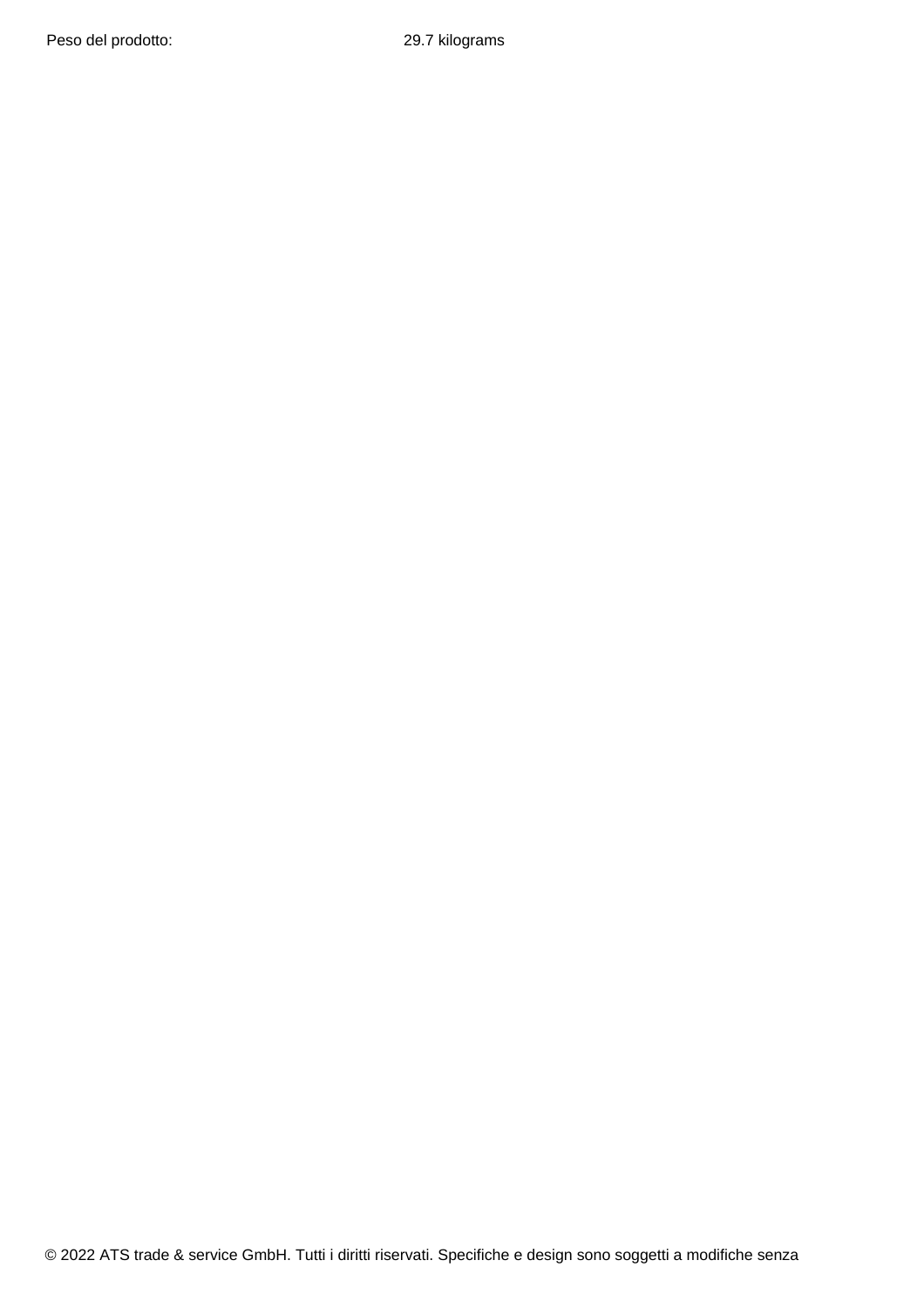| | |
|---|---|
| Peso del prodotto: | 29.7 kilograms |

© 2022 ATS trade & service GmbH. Tutti i diritti riservati. Specifiche e design sono soggetti a modifiche senza